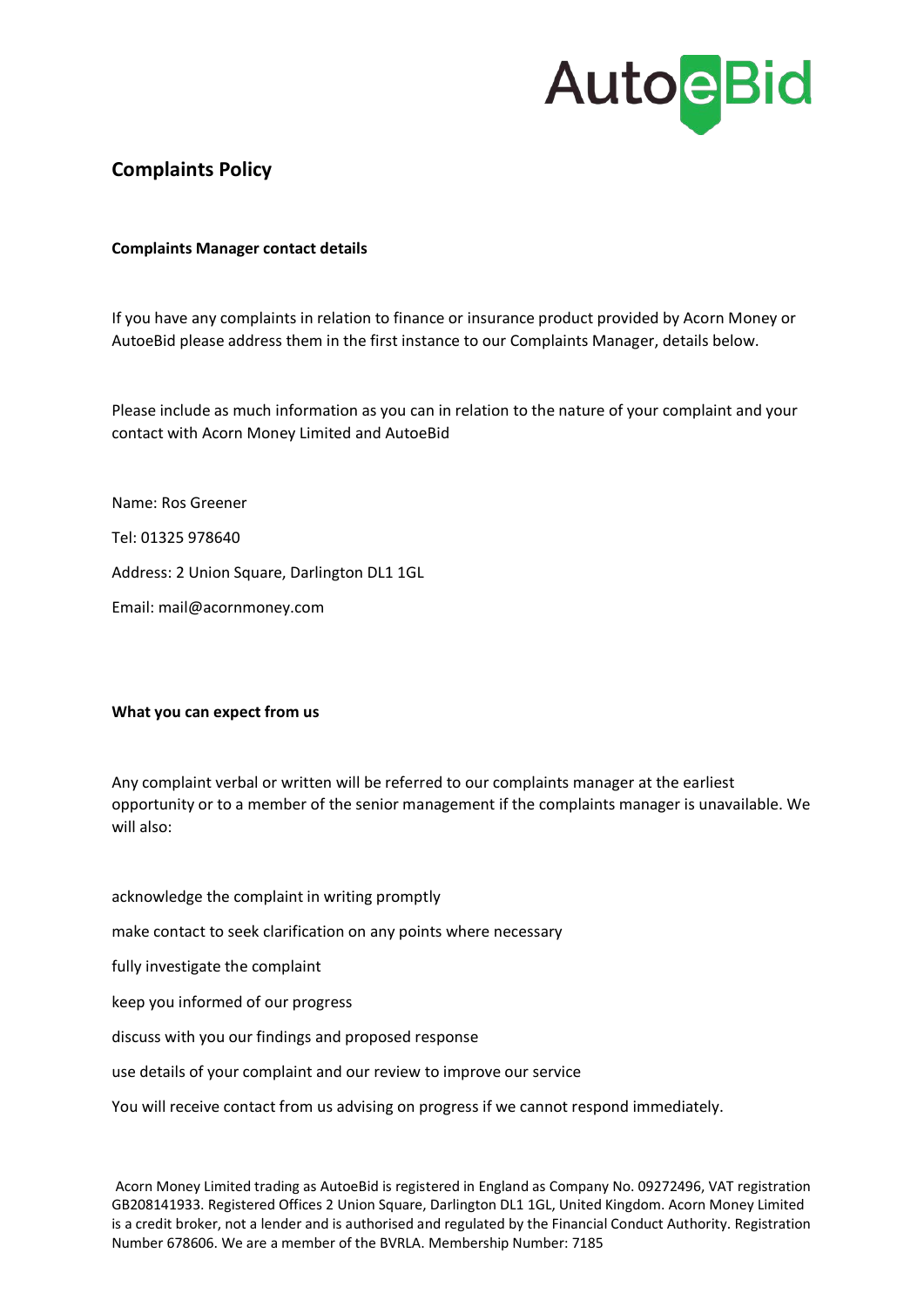AutoeBid

# Complaints Policy

### Complaints Manager contact details

If you have any complaints in relation to finance or insurance product provided by Acorn Money or AutoeBid please address them in the first instance to our Complaints Manager, details below.

Please include as much information as you can in relation to the nature of your complaint and your contact with Acorn Money Limited and AutoeBid

Name: Ros Greener

Tel: 01325 978640

Address: 2 Union Square, Darlington DL1 1GL

Email: mail@acornmoney.com

### What you can expect from us

Any complaint verbal or written will be referred to our complaints manager at the earliest opportunity or to a member of the senior management if the complaints manager is unavailable. We will also:

acknowledge the complaint in writing promptly

make contact to seek clarification on any points where necessary

fully investigate the complaint

keep you informed of our progress

discuss with you our findings and proposed response

use details of your complaint and our review to improve our service

You will receive contact from us advising on progress if we cannot respond immediately.

Acorn Money Limited trading as AutoeBid is registered in England as Company No. 09272496, VAT registration GB208141933. Registered Offices 2 Union Square, Darlington DL1 1GL, United Kingdom. Acorn Money Limited is a credit broker, not a lender and is authorised and regulated by the Financial Conduct Authority. Registration Number 678606. We are a member of the BVRLA. Membership Number: 7185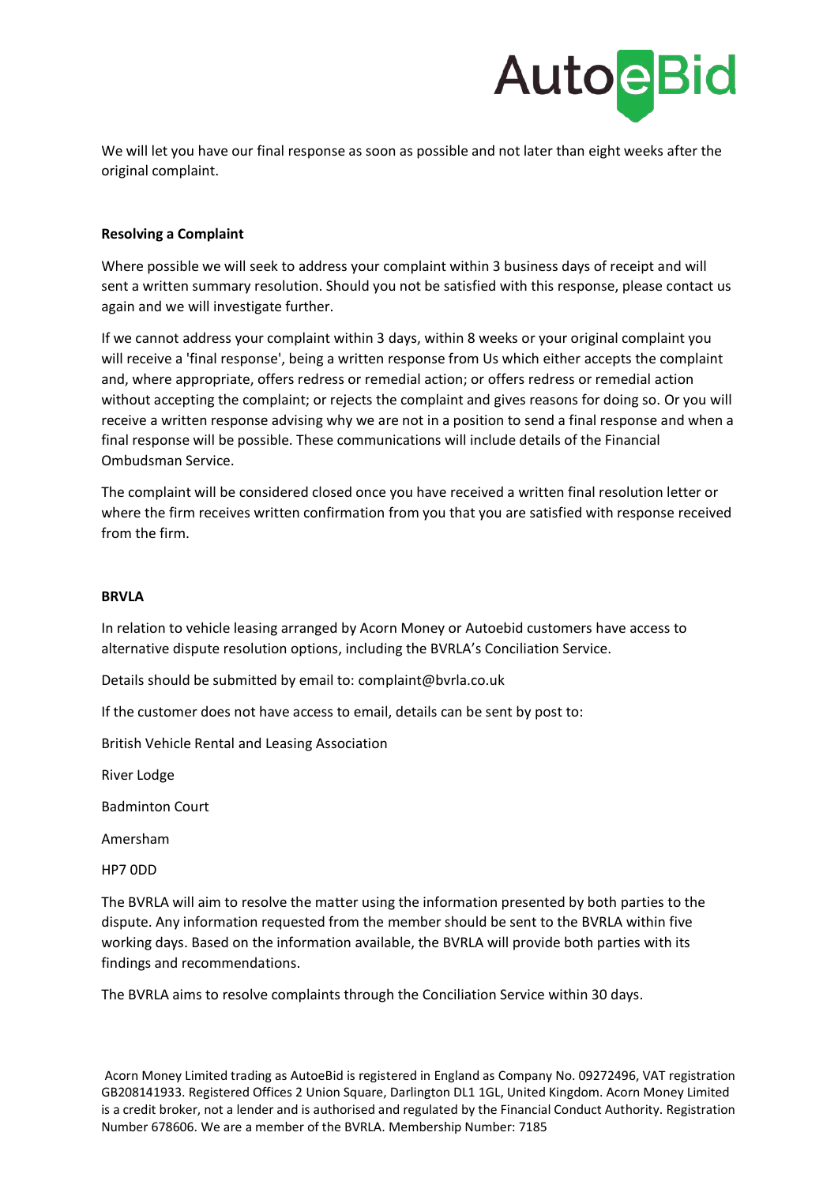We will let you have our final response as soon as possible and not later than eight weeks after the original complaint.

**Resolving a Complaint**

Where possible we will seek to address your complaint within 3 business days of receipt and will sent a written summary resolution. Should you not be satisfied with this response, please contact us again and we will investigate further.

If we cannot address your complaint within 3 days, within 8 weeks or your original complaint you will receive a 'final response', being a written response from Us which either accepts the complaint and, where appropriate, offers redress or remedial action; or offers redress or remedial action without accepting the complaint; or rejects the complaint and gives reasons for doing so. Or you will receive a written response advising why we are not in a position to send a final response and when a final response will be possible. These communications will include details of the Financial Ombudsman Service.

The complaint will be considered closed once you have received a written final resolution letter or where the firm receives written confirmation from you that you are satisfied with response received from the firm.

**BRVLA**

In relation to vehicle leasing arranged by Acorn Money or Autoebid customers have access to alternative dispute resolution options, including the BVRLA's Conciliation Service.

Details should be submitted by email to: complaint@bvrla.co.uk

If the customer does not have access to email, details can be sent by post to:

British Vehicle Rental and Leasing Association

River Lodge

Badminton Court

Amersham

HP7 0DD

The BVRLA will aim to resolve the matter using the information presented by both parties to the dispute. Any information requested from the member should be sent to the BVRLA within five working days. Based on the information available, the BVRLA will provide both parties with its findings and recommendations.

The BVRLA aims to resolve complaints through the Conciliation Service within 30 days.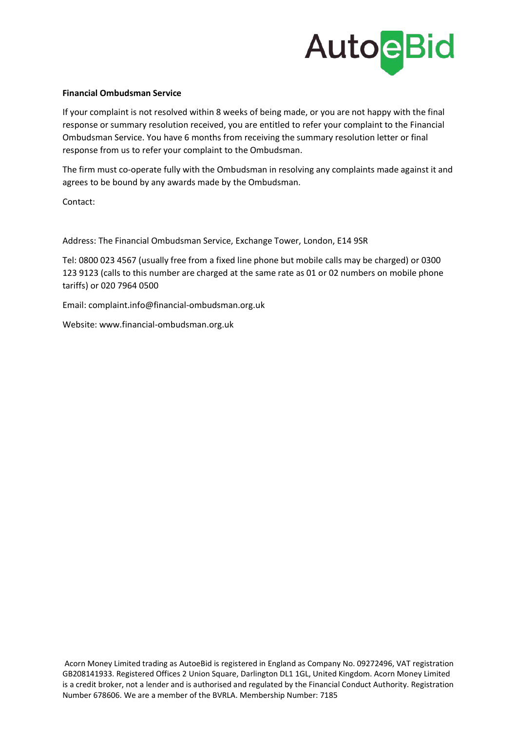**Financial Ombudsman Service**

If your complaint is not resolved within 8 weeks of being made, or you are not happy with the final response or summary resolution received, you are entitled to refer your complaint to the Financial Ombudsman Service. You have 6 months from receiving the summary resolution letter or final response from us to refer your complaint to the Ombudsman.

The firm must co-operate fully with the Ombudsman in resolving any complaints made against it and agrees to be bound by any awards made by the Ombudsman.

Contact:

Address: The Financial Ombudsman Service, Exchange Tower, London, E14 9SR

Tel: 0800 023 4567 (usually free from a fixed line phone but mobile calls may be charged) or 0300 123 9123 (calls to this number are charged at the same rate as 01 or 02 numbers on mobile phone tariffs) or 020 7964 0500

Email: complaint.info@financial-ombudsman.org.uk

Website: www.financial-ombudsman.org.uk

Acorn Money Limited trading as AutoeBid is registered in England as Company No. 09272496, VAT registration GB208141933. Registered Offices 2 Union Square, Darlington DL1 1GL, United Kingdom. Acorn Money Limited is a credit broker, not a lender and is authorised and regulated by the Financial Conduct Authority. Registration Number 678606. We are a member of the BVRLA. Membership Number: 7185